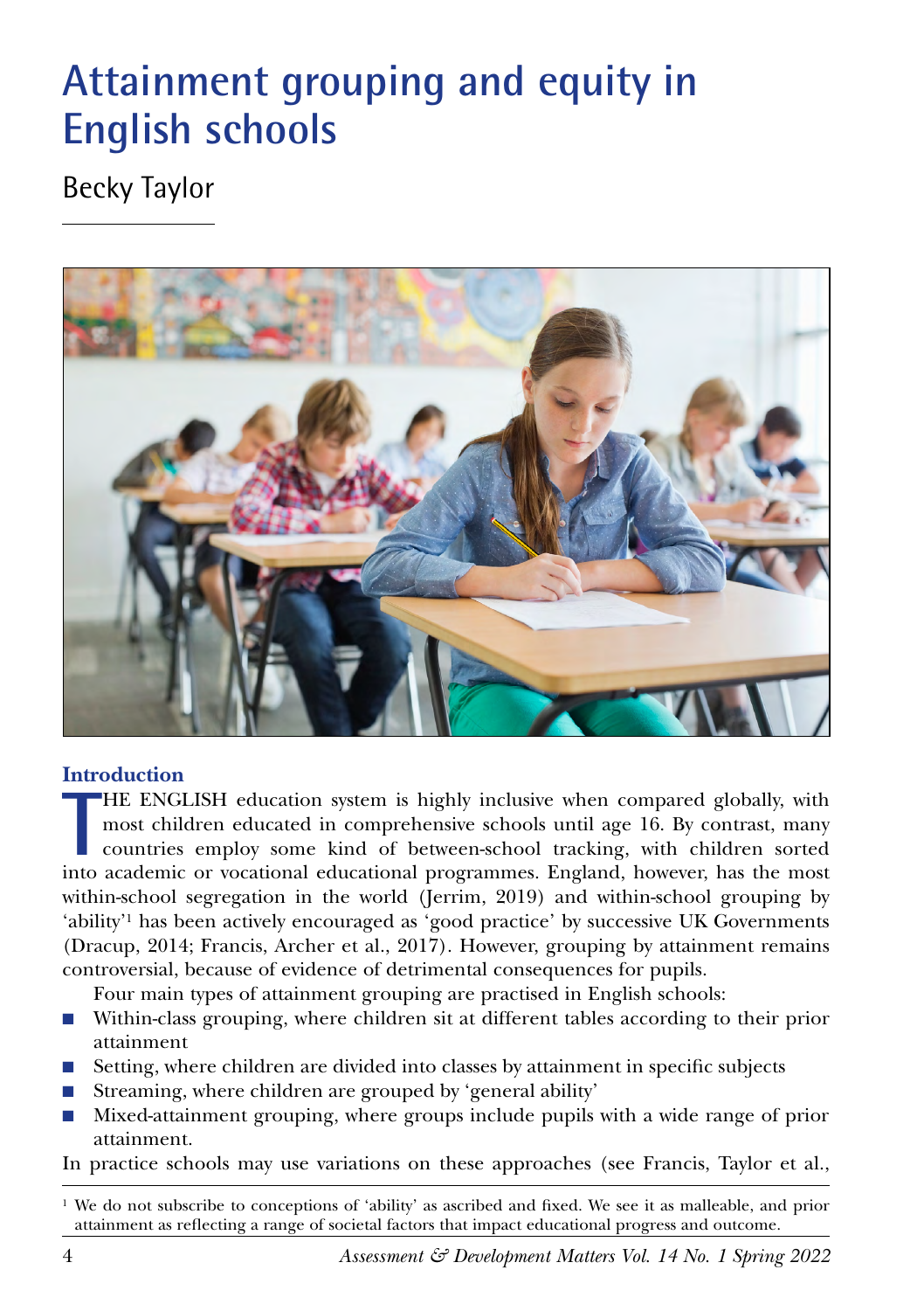# Attainment grouping and equity in English schools

Becky Taylor

## Introduction

THE ENGLISH education system is highly inclusive when compared globally, with most children educated in comprehensive schools until age 16. By contrast, many countries employ some kind of between-school tracking, with children sorted into academic or vocational educational programmes. England, however, has the most within-school segregation in the world (Jerrim, 2019) and within-school grouping by 'ability'[1] has been actively encouraged as 'good practice' by successive UK Governments (Dracup, 2014; Francis, Archer et al., 2017). However, grouping by attainment remains controversial, because of evidence of detrimental consequences for pupils.

Four main types of attainment grouping are practised in English schools:

- Within-class grouping, where children sit at different tables according to their prior attainment
- Setting, where children are divided into classes by attainment in specific subjects
- Streaming, where children are grouped by 'general ability'
- Mixed-attainment grouping, where groups include pupils with a wide range of prior attainment.

In practice schools may use variations on these approaches (see Francis, Taylor et al.,

[1] We do not subscribe to conceptions of 'ability' as ascribed and fixed. We see it as malleable, and prior attainment as reflecting a range of societal factors that impact educational progress and outcome.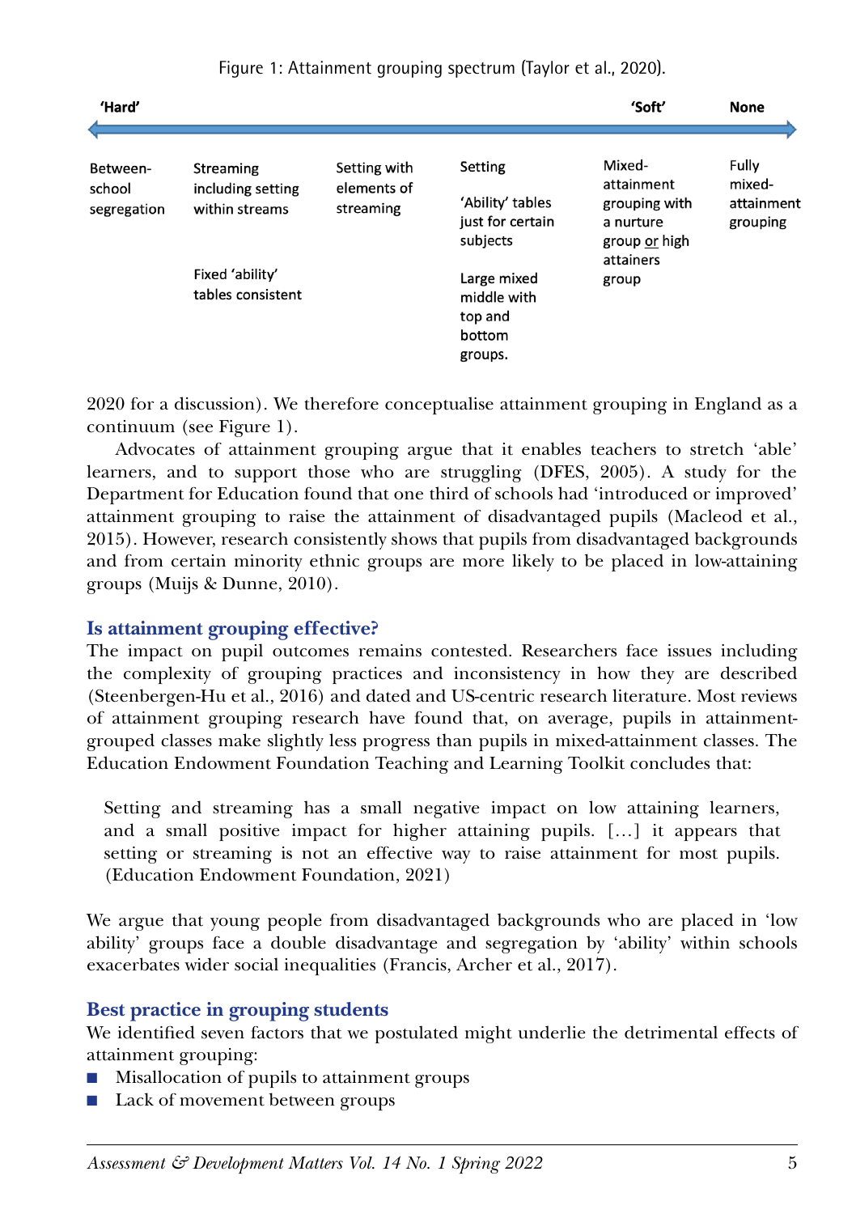Figure 1: Attainment grouping spectrum (Taylor et al., 2020).

| 'Hard' | | | | 'Soft' | None |
|---|---|---|---|---|---|
| Between-school segregation | Streaming including setting within streams<br><br>Fixed 'ability' tables consistent | Setting with elements of streaming | Setting<br><br>'Ability' tables just for certain subjects<br><br>Large mixed middle with top and bottom groups. | Mixed-attainment grouping with a nurture group <u>or</u> high attainers group | Fully mixed-attainment grouping |

2020 for a discussion). We therefore conceptualise attainment grouping in England as a continuum (see Figure 1).

Advocates of attainment grouping argue that it enables teachers to stretch 'able' learners, and to support those who are struggling (DFES, 2005). A study for the Department for Education found that one third of schools had 'introduced or improved' attainment grouping to raise the attainment of disadvantaged pupils (Macleod et al., 2015). However, research consistently shows that pupils from disadvantaged backgrounds and from certain minority ethnic groups are more likely to be placed in low-attaining groups (Muijs & Dunne, 2010).

## Is attainment grouping effective?

The impact on pupil outcomes remains contested. Researchers face issues including the complexity of grouping practices and inconsistency in how they are described (Steenbergen-Hu et al., 2016) and dated and US-centric research literature. Most reviews of attainment grouping research have found that, on average, pupils in attainment-grouped classes make slightly less progress than pupils in mixed-attainment classes. The Education Endowment Foundation Teaching and Learning Toolkit concludes that:

> Setting and streaming has a small negative impact on low attaining learners, and a small positive impact for higher attaining pupils. […] it appears that setting or streaming is not an effective way to raise attainment for most pupils. (Education Endowment Foundation, 2021)

We argue that young people from disadvantaged backgrounds who are placed in 'low ability' groups face a double disadvantage and segregation by 'ability' within schools exacerbates wider social inequalities (Francis, Archer et al., 2017).

## Best practice in grouping students

We identified seven factors that we postulated might underlie the detrimental effects of attainment grouping:

- Misallocation of pupils to attainment groups
- Lack of movement between groups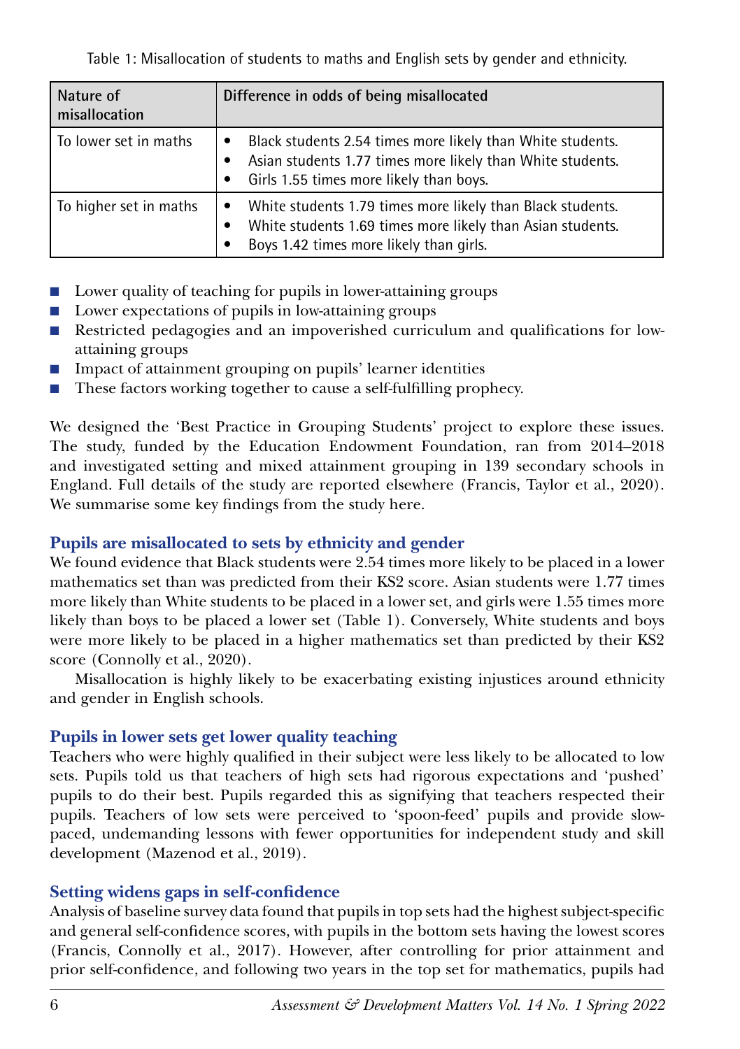Table 1: Misallocation of students to maths and English sets by gender and ethnicity.

| Nature of misallocation | Difference in odds of being misallocated |
|---|---|
| To lower set in maths | • Black students 2.54 times more likely than White students.<br>• Asian students 1.77 times more likely than White students.<br>• Girls 1.55 times more likely than boys. |
| To higher set in maths | • White students 1.79 times more likely than Black students.<br>• White students 1.69 times more likely than Asian students.<br>• Boys 1.42 times more likely than girls. |

- Lower quality of teaching for pupils in lower-attaining groups
- Lower expectations of pupils in low-attaining groups
- Restricted pedagogies and an impoverished curriculum and qualifications for low-attaining groups
- Impact of attainment grouping on pupils' learner identities
- These factors working together to cause a self-fulfilling prophecy.

We designed the 'Best Practice in Grouping Students' project to explore these issues. The study, funded by the Education Endowment Foundation, ran from 2014–2018 and investigated setting and mixed attainment grouping in 139 secondary schools in England. Full details of the study are reported elsewhere (Francis, Taylor et al., 2020). We summarise some key findings from the study here.

## Pupils are misallocated to sets by ethnicity and gender

We found evidence that Black students were 2.54 times more likely to be placed in a lower mathematics set than was predicted from their KS2 score. Asian students were 1.77 times more likely than White students to be placed in a lower set, and girls were 1.55 times more likely than boys to be placed a lower set (Table 1). Conversely, White students and boys were more likely to be placed in a higher mathematics set than predicted by their KS2 score (Connolly et al., 2020).

Misallocation is highly likely to be exacerbating existing injustices around ethnicity and gender in English schools.

## Pupils in lower sets get lower quality teaching

Teachers who were highly qualified in their subject were less likely to be allocated to low sets. Pupils told us that teachers of high sets had rigorous expectations and 'pushed' pupils to do their best. Pupils regarded this as signifying that teachers respected their pupils. Teachers of low sets were perceived to 'spoon-feed' pupils and provide slow-paced, undemanding lessons with fewer opportunities for independent study and skill development (Mazenod et al., 2019).

## Setting widens gaps in self-confidence

Analysis of baseline survey data found that pupils in top sets had the highest subject-specific and general self-confidence scores, with pupils in the bottom sets having the lowest scores (Francis, Connolly et al., 2017). However, after controlling for prior attainment and prior self-confidence, and following two years in the top set for mathematics, pupils had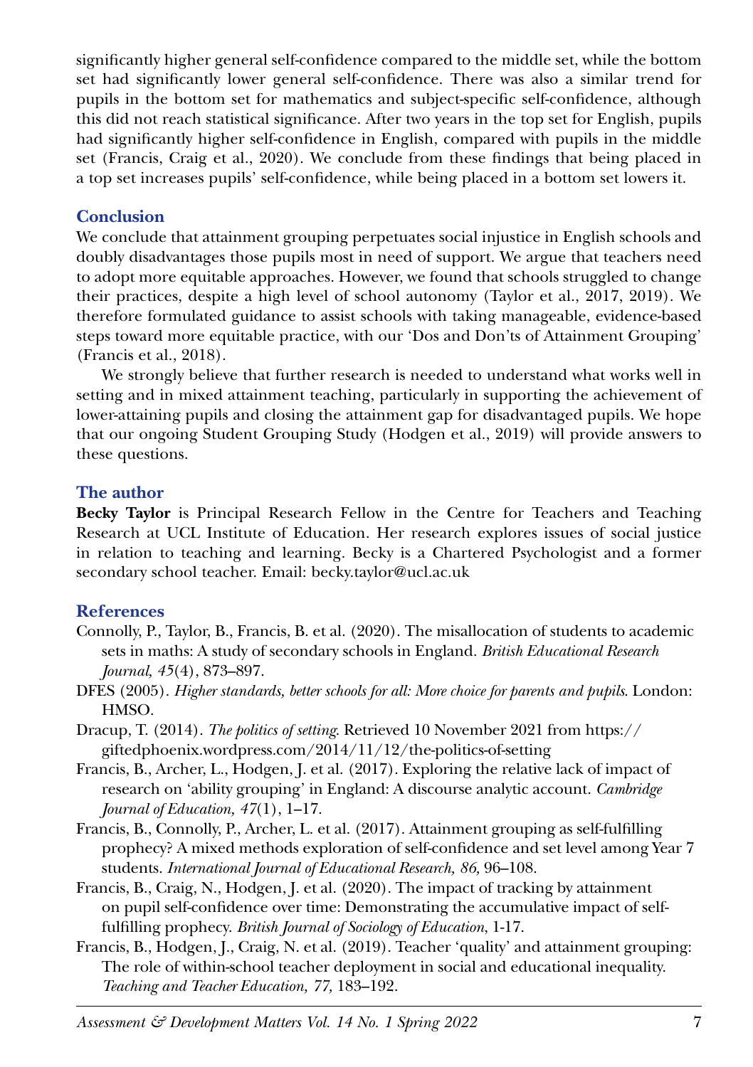significantly higher general self-confidence compared to the middle set, while the bottom set had significantly lower general self-confidence. There was also a similar trend for pupils in the bottom set for mathematics and subject-specific self-confidence, although this did not reach statistical significance. After two years in the top set for English, pupils had significantly higher self-confidence in English, compared with pupils in the middle set (Francis, Craig et al., 2020). We conclude from these findings that being placed in a top set increases pupils' self-confidence, while being placed in a bottom set lowers it.

## Conclusion

We conclude that attainment grouping perpetuates social injustice in English schools and doubly disadvantages those pupils most in need of support. We argue that teachers need to adopt more equitable approaches. However, we found that schools struggled to change their practices, despite a high level of school autonomy (Taylor et al., 2017, 2019). We therefore formulated guidance to assist schools with taking manageable, evidence-based steps toward more equitable practice, with our 'Dos and Don'ts of Attainment Grouping' (Francis et al., 2018).

We strongly believe that further research is needed to understand what works well in setting and in mixed attainment teaching, particularly in supporting the achievement of lower-attaining pupils and closing the attainment gap for disadvantaged pupils. We hope that our ongoing Student Grouping Study (Hodgen et al., 2019) will provide answers to these questions.

## The author

**Becky Taylor** is Principal Research Fellow in the Centre for Teachers and Teaching Research at UCL Institute of Education. Her research explores issues of social justice in relation to teaching and learning. Becky is a Chartered Psychologist and a former secondary school teacher. Email: becky.taylor@ucl.ac.uk

## References

Connolly, P., Taylor, B., Francis, B. et al. (2020). The misallocation of students to academic sets in maths: A study of secondary schools in England. *British Educational Research Journal, 45*(4), 873–897.

DFES (2005). *Higher standards, better schools for all: More choice for parents and pupils*. London: HMSO.

Dracup, T. (2014). *The politics of setting*. Retrieved 10 November 2021 from https://giftedphoenix.wordpress.com/2014/11/12/the-politics-of-setting

Francis, B., Archer, L., Hodgen, J. et al. (2017). Exploring the relative lack of impact of research on 'ability grouping' in England: A discourse analytic account. *Cambridge Journal of Education, 47*(1), 1–17.

Francis, B., Connolly, P., Archer, L. et al. (2017). Attainment grouping as self-fulfilling prophecy? A mixed methods exploration of self-confidence and set level among Year 7 students. *International Journal of Educational Research, 86,* 96–108.

Francis, B., Craig, N., Hodgen, J. et al. (2020). The impact of tracking by attainment on pupil self-confidence over time: Demonstrating the accumulative impact of self-fulfilling prophecy. *British Journal of Sociology of Education*, 1-17.

Francis, B., Hodgen, J., Craig, N. et al. (2019). Teacher 'quality' and attainment grouping: The role of within-school teacher deployment in social and educational inequality. *Teaching and Teacher Education, 77,* 183–192.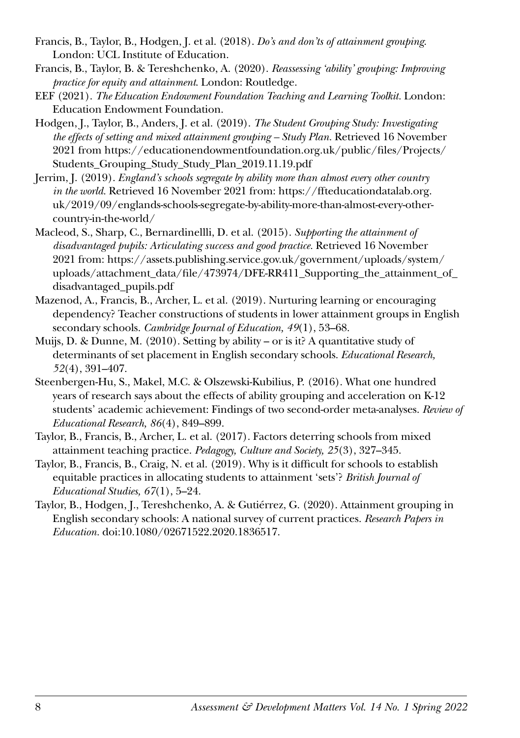Francis, B., Taylor, B., Hodgen, J. et al. (2018). *Do's and don'ts of attainment grouping*. London: UCL Institute of Education.

Francis, B., Taylor, B. & Tereshchenko, A. (2020). *Reassessing 'ability' grouping: Improving practice for equity and attainment*. London: Routledge.

EEF (2021). *The Education Endowment Foundation Teaching and Learning Toolkit*. London: Education Endowment Foundation.

Hodgen, J., Taylor, B., Anders, J. et al. (2019). *The Student Grouping Study: Investigating the effects of setting and mixed attainment grouping – Study Plan*. Retrieved 16 November 2021 from https://educationendowmentfoundation.org.uk/public/files/Projects/Students_Grouping_Study_Study_Plan_2019.11.19.pdf

Jerrim, J. (2019). *England's schools segregate by ability more than almost every other country in the world*. Retrieved 16 November 2021 from: https://ffteducationdatalab.org.uk/2019/09/englands-schools-segregate-by-ability-more-than-almost-every-other-country-in-the-world/

Macleod, S., Sharp, C., Bernardinellli, D. et al. (2015). *Supporting the attainment of disadvantaged pupils: Articulating success and good practice*. Retrieved 16 November 2021 from: https://assets.publishing.service.gov.uk/government/uploads/system/uploads/attachment_data/file/473974/DFE-RR411_Supporting_the_attainment_of_disadvantaged_pupils.pdf

Mazenod, A., Francis, B., Archer, L. et al. (2019). Nurturing learning or encouraging dependency? Teacher constructions of students in lower attainment groups in English secondary schools. *Cambridge Journal of Education, 49*(1), 53–68.

Muijs, D. & Dunne, M. (2010). Setting by ability – or is it? A quantitative study of determinants of set placement in English secondary schools. *Educational Research, 52*(4), 391–407.

Steenbergen-Hu, S., Makel, M.C. & Olszewski-Kubilius, P. (2016). What one hundred years of research says about the effects of ability grouping and acceleration on K-12 students' academic achievement: Findings of two second-order meta-analyses. *Review of Educational Research, 86*(4), 849–899.

Taylor, B., Francis, B., Archer, L. et al. (2017). Factors deterring schools from mixed attainment teaching practice. *Pedagogy, Culture and Society, 25*(3), 327–345.

Taylor, B., Francis, B., Craig, N. et al. (2019). Why is it difficult for schools to establish equitable practices in allocating students to attainment 'sets'? *British Journal of Educational Studies, 67*(1), 5–24.

Taylor, B., Hodgen, J., Tereshchenko, A. & Gutiérrez, G. (2020). Attainment grouping in English secondary schools: A national survey of current practices. *Research Papers in Education*. doi:10.1080/02671522.2020.1836517.